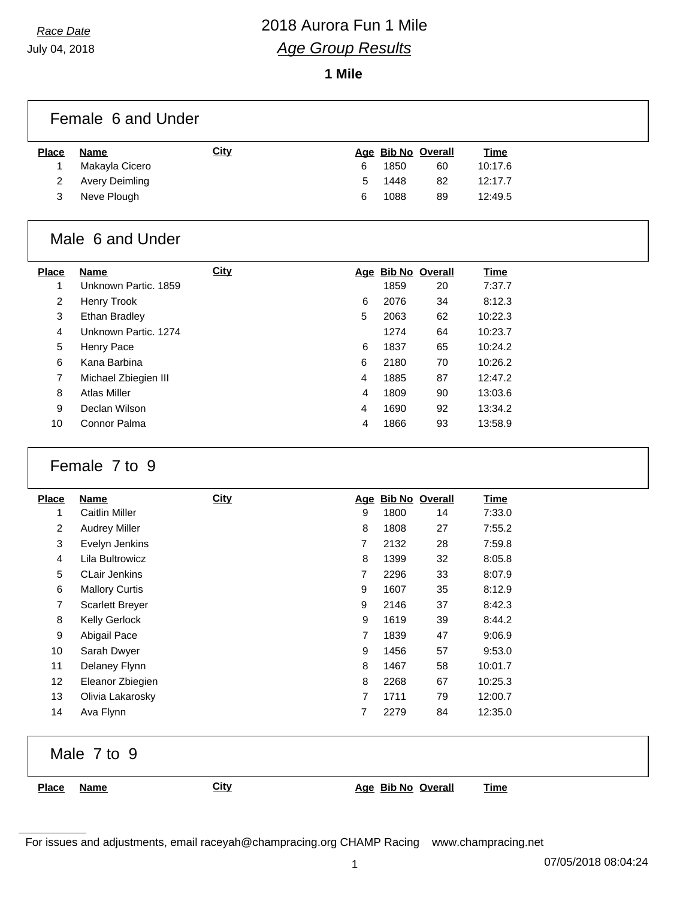Race Date

July 04, 2018

# 2018 Aurora Fun 1 Mile

## *Age Group Results*

**1 Mile**

### Female 6 and Under

| Place | Name | City | Age | Bib No | Overall | Time |
|---|---|---|---|---|---|---|
| 1 | Makayla Cicero | | 6 | 1850 | 60 | 10:17.6 |
| 2 | Avery Deimling | | 5 | 1448 | 82 | 12:17.7 |
| 3 | Neve Plough | | 6 | 1088 | 89 | 12:49.5 |

### Male 6 and Under

| Place | Name | City | Age | Bib No | Overall | Time |
|---|---|---|---|---|---|---|
| 1 | Unknown Partic. 1859 | | | 1859 | 20 | 7:37.7 |
| 2 | Henry Trook | | 6 | 2076 | 34 | 8:12.3 |
| 3 | Ethan Bradley | | 5 | 2063 | 62 | 10:22.3 |
| 4 | Unknown Partic. 1274 | | | 1274 | 64 | 10:23.7 |
| 5 | Henry Pace | | 6 | 1837 | 65 | 10:24.2 |
| 6 | Kana Barbina | | 6 | 2180 | 70 | 10:26.2 |
| 7 | Michael Zbiegien III | | 4 | 1885 | 87 | 12:47.2 |
| 8 | Atlas Miller | | 4 | 1809 | 90 | 13:03.6 |
| 9 | Declan Wilson | | 4 | 1690 | 92 | 13:34.2 |
| 10 | Connor Palma | | 4 | 1866 | 93 | 13:58.9 |

### Female 7 to 9

| Place | Name | City | Age | Bib No | Overall | Time |
|---|---|---|---|---|---|---|
| 1 | Caitlin Miller | | 9 | 1800 | 14 | 7:33.0 |
| 2 | Audrey Miller | | 8 | 1808 | 27 | 7:55.2 |
| 3 | Evelyn Jenkins | | 7 | 2132 | 28 | 7:59.8 |
| 4 | Lila Bultrowicz | | 8 | 1399 | 32 | 8:05.8 |
| 5 | CLair Jenkins | | 7 | 2296 | 33 | 8:07.9 |
| 6 | Mallory Curtis | | 9 | 1607 | 35 | 8:12.9 |
| 7 | Scarlett Breyer | | 9 | 2146 | 37 | 8:42.3 |
| 8 | Kelly Gerlock | | 9 | 1619 | 39 | 8:44.2 |
| 9 | Abigail Pace | | 7 | 1839 | 47 | 9:06.9 |
| 10 | Sarah Dwyer | | 9 | 1456 | 57 | 9:53.0 |
| 11 | Delaney Flynn | | 8 | 1467 | 58 | 10:01.7 |
| 12 | Eleanor Zbiegien | | 8 | 2268 | 67 | 10:25.3 |
| 13 | Olivia Lakarosky | | 7 | 1711 | 79 | 12:00.7 |
| 14 | Ava Flynn | | 7 | 2279 | 84 | 12:35.0 |

### Male 7 to 9

| Place | Name | City | Age | Bib No | Overall | Time |
|---|---|---|---|---|---|---|

For issues and adjustments, email raceyah@champracing.org CHAMP Racing www.champracing.net

07/05/2018 08:04:24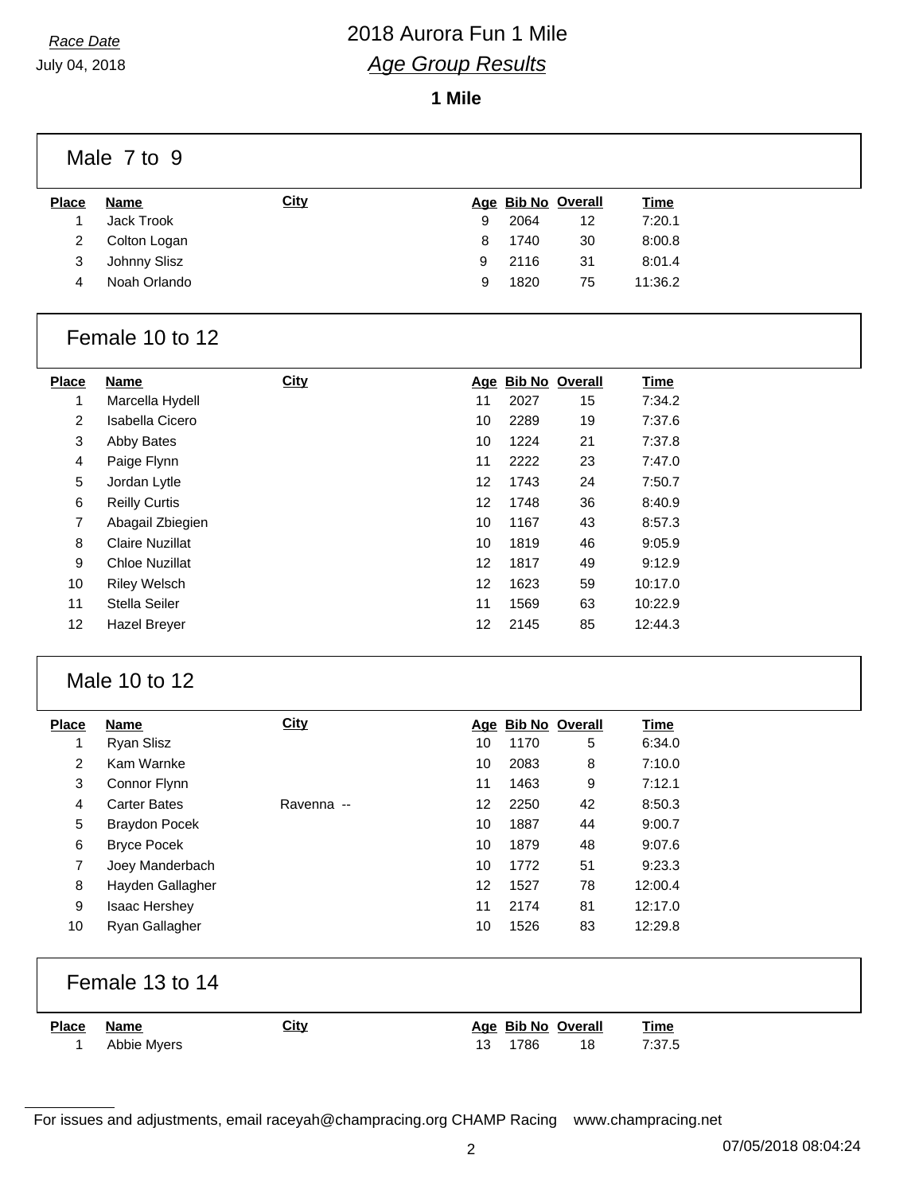*Race Date*

July 04, 2018

# 2018 Aurora Fun 1 Mile

## *Age Group Results*

**1 Mile**

### Male 7 to 9

| Place | Name | City | Age | Bib No | Overall | Time |
|---|---|---|---|---|---|---|
| 1 | Jack Trook | | 9 | 2064 | 12 | 7:20.1 |
| 2 | Colton Logan | | 8 | 1740 | 30 | 8:00.8 |
| 3 | Johnny Slisz | | 9 | 2116 | 31 | 8:01.4 |
| 4 | Noah Orlando | | 9 | 1820 | 75 | 11:36.2 |

### Female 10 to 12

| Place | Name | City | Age | Bib No | Overall | Time |
|---|---|---|---|---|---|---|
| 1 | Marcella Hydell | | 11 | 2027 | 15 | 7:34.2 |
| 2 | Isabella Cicero | | 10 | 2289 | 19 | 7:37.6 |
| 3 | Abby Bates | | 10 | 1224 | 21 | 7:37.8 |
| 4 | Paige Flynn | | 11 | 2222 | 23 | 7:47.0 |
| 5 | Jordan Lytle | | 12 | 1743 | 24 | 7:50.7 |
| 6 | Reilly Curtis | | 12 | 1748 | 36 | 8:40.9 |
| 7 | Abagail Zbiegien | | 10 | 1167 | 43 | 8:57.3 |
| 8 | Claire Nuzillat | | 10 | 1819 | 46 | 9:05.9 |
| 9 | Chloe Nuzillat | | 12 | 1817 | 49 | 9:12.9 |
| 10 | Riley Welsch | | 12 | 1623 | 59 | 10:17.0 |
| 11 | Stella Seiler | | 11 | 1569 | 63 | 10:22.9 |
| 12 | Hazel Breyer | | 12 | 2145 | 85 | 12:44.3 |

### Male 10 to 12

| Place | Name | City | Age | Bib No | Overall | Time |
|---|---|---|---|---|---|---|
| 1 | Ryan Slisz | | 10 | 1170 | 5 | 6:34.0 |
| 2 | Kam Warnke | | 10 | 2083 | 8 | 7:10.0 |
| 3 | Connor Flynn | | 11 | 1463 | 9 | 7:12.1 |
| 4 | Carter Bates | Ravenna -- | 12 | 2250 | 42 | 8:50.3 |
| 5 | Braydon Pocek | | 10 | 1887 | 44 | 9:00.7 |
| 6 | Bryce Pocek | | 10 | 1879 | 48 | 9:07.6 |
| 7 | Joey Manderbach | | 10 | 1772 | 51 | 9:23.3 |
| 8 | Hayden Gallagher | | 12 | 1527 | 78 | 12:00.4 |
| 9 | Isaac Hershey | | 11 | 2174 | 81 | 12:17.0 |
| 10 | Ryan Gallagher | | 10 | 1526 | 83 | 12:29.8 |

### Female 13 to 14

| Place | Name | City | Age | Bib No | Overall | Time |
|---|---|---|---|---|---|---|
| 1 | Abbie Myers | | 13 | 1786 | 18 | 7:37.5 |

For issues and adjustments, email raceyah@champracing.org CHAMP Racing www.champracing.net

07/05/2018 08:04:24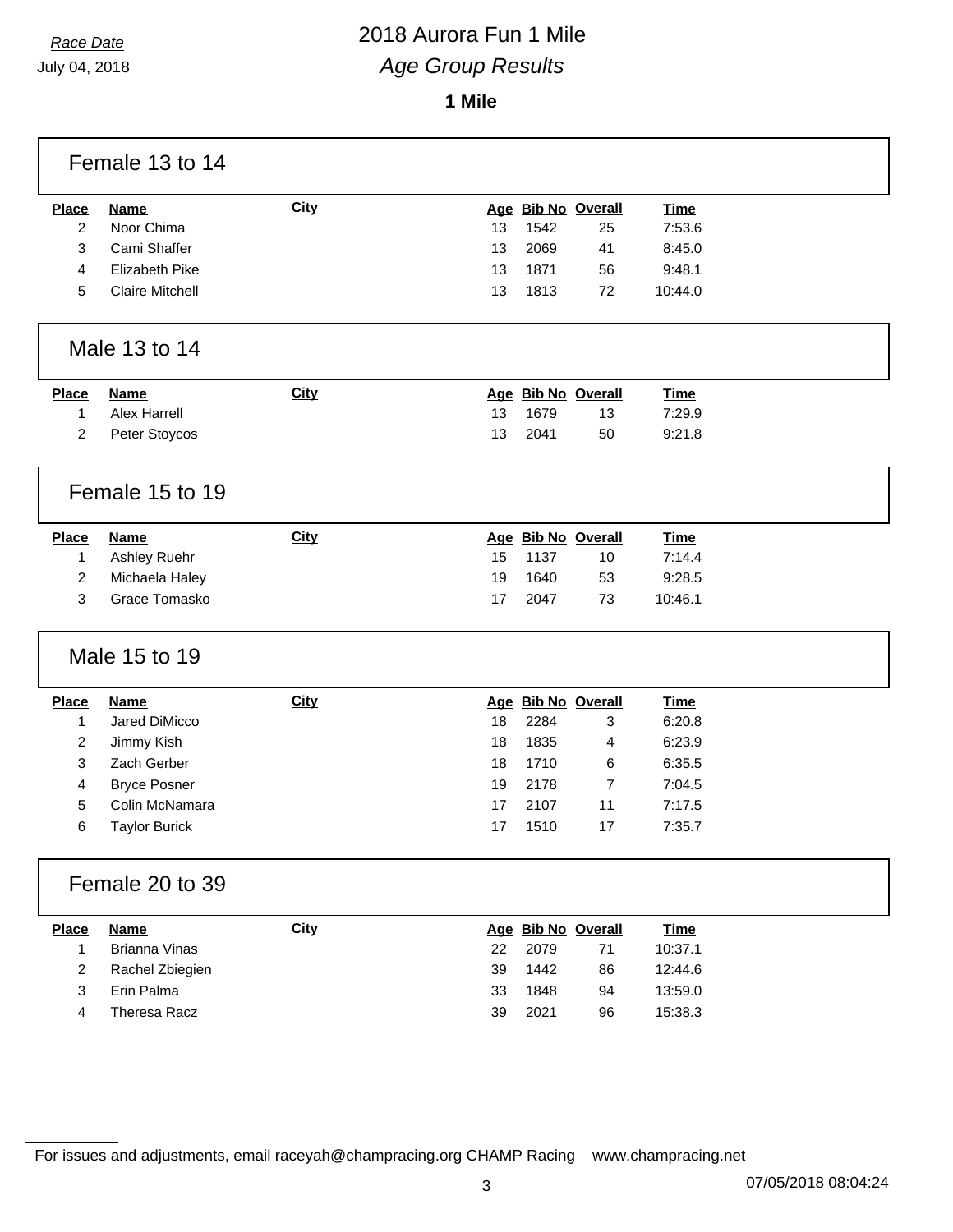*Race Date*

July 04, 2018

# 2018 Aurora Fun 1 Mile

## *Age Group Results*

**1 Mile**

### Female 13 to 14

| Place | Name | City | Age | Bib No | Overall | Time |
|---|---|---|---|---|---|---|
| 2 | Noor Chima | | 13 | 1542 | 25 | 7:53.6 |
| 3 | Cami Shaffer | | 13 | 2069 | 41 | 8:45.0 |
| 4 | Elizabeth Pike | | 13 | 1871 | 56 | 9:48.1 |
| 5 | Claire Mitchell | | 13 | 1813 | 72 | 10:44.0 |

### Male 13 to 14

| Place | Name | City | Age | Bib No | Overall | Time |
|---|---|---|---|---|---|---|
| 1 | Alex Harrell | | 13 | 1679 | 13 | 7:29.9 |
| 2 | Peter Stoycos | | 13 | 2041 | 50 | 9:21.8 |

### Female 15 to 19

| Place | Name | City | Age | Bib No | Overall | Time |
|---|---|---|---|---|---|---|
| 1 | Ashley Ruehr | | 15 | 1137 | 10 | 7:14.4 |
| 2 | Michaela Haley | | 19 | 1640 | 53 | 9:28.5 |
| 3 | Grace Tomasko | | 17 | 2047 | 73 | 10:46.1 |

### Male 15 to 19

| Place | Name | City | Age | Bib No | Overall | Time |
|---|---|---|---|---|---|---|
| 1 | Jared DiMicco | | 18 | 2284 | 3 | 6:20.8 |
| 2 | Jimmy Kish | | 18 | 1835 | 4 | 6:23.9 |
| 3 | Zach Gerber | | 18 | 1710 | 6 | 6:35.5 |
| 4 | Bryce Posner | | 19 | 2178 | 7 | 7:04.5 |
| 5 | Colin McNamara | | 17 | 2107 | 11 | 7:17.5 |
| 6 | Taylor Burick | | 17 | 1510 | 17 | 7:35.7 |

### Female 20 to 39

| Place | Name | City | Age | Bib No | Overall | Time |
|---|---|---|---|---|---|---|
| 1 | Brianna Vinas | | 22 | 2079 | 71 | 10:37.1 |
| 2 | Rachel Zbiegien | | 39 | 1442 | 86 | 12:44.6 |
| 3 | Erin Palma | | 33 | 1848 | 94 | 13:59.0 |
| 4 | Theresa Racz | | 39 | 2021 | 96 | 15:38.3 |

For issues and adjustments, email raceyah@champracing.org CHAMP Racing www.champracing.net

07/05/2018 08:04:24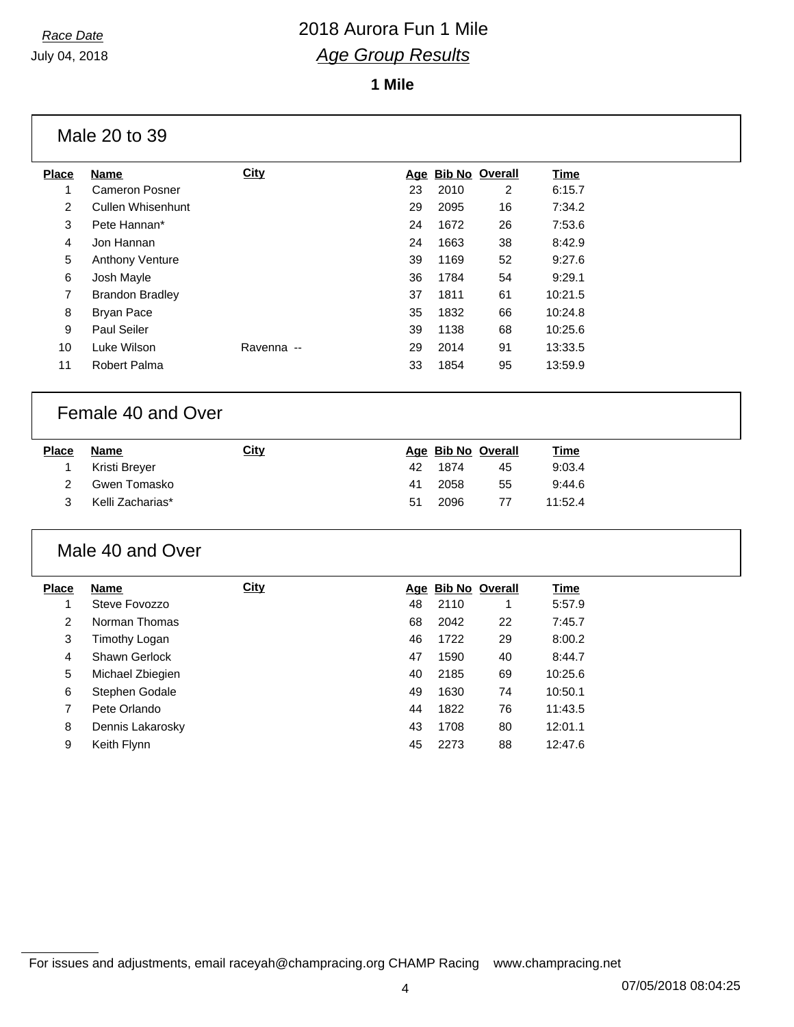*Race Date*

July 04, 2018

# 2018 Aurora Fun 1 Mile

## *Age Group Results*

**1 Mile**

### Male 20 to 39

| Place | Name | City | Age | Bib No | Overall | Time |
|---|---|---|---|---|---|---|
| 1 | Cameron Posner | | 23 | 2010 | 2 | 6:15.7 |
| 2 | Cullen Whisenhunt | | 29 | 2095 | 16 | 7:34.2 |
| 3 | Pete Hannan* | | 24 | 1672 | 26 | 7:53.6 |
| 4 | Jon Hannan | | 24 | 1663 | 38 | 8:42.9 |
| 5 | Anthony Venture | | 39 | 1169 | 52 | 9:27.6 |
| 6 | Josh Mayle | | 36 | 1784 | 54 | 9:29.1 |
| 7 | Brandon Bradley | | 37 | 1811 | 61 | 10:21.5 |
| 8 | Bryan Pace | | 35 | 1832 | 66 | 10:24.8 |
| 9 | Paul Seiler | | 39 | 1138 | 68 | 10:25.6 |
| 10 | Luke Wilson | Ravenna -- | 29 | 2014 | 91 | 13:33.5 |
| 11 | Robert Palma | | 33 | 1854 | 95 | 13:59.9 |

### Female 40 and Over

| Place | Name | City | Age | Bib No | Overall | Time |
|---|---|---|---|---|---|---|
| 1 | Kristi Breyer | | 42 | 1874 | 45 | 9:03.4 |
| 2 | Gwen Tomasko | | 41 | 2058 | 55 | 9:44.6 |
| 3 | Kelli Zacharias* | | 51 | 2096 | 77 | 11:52.4 |

### Male 40 and Over

| Place | Name | City | Age | Bib No | Overall | Time |
|---|---|---|---|---|---|---|
| 1 | Steve Fovozzo | | 48 | 2110 | 1 | 5:57.9 |
| 2 | Norman Thomas | | 68 | 2042 | 22 | 7:45.7 |
| 3 | Timothy Logan | | 46 | 1722 | 29 | 8:00.2 |
| 4 | Shawn Gerlock | | 47 | 1590 | 40 | 8:44.7 |
| 5 | Michael Zbiegien | | 40 | 2185 | 69 | 10:25.6 |
| 6 | Stephen Godale | | 49 | 1630 | 74 | 10:50.1 |
| 7 | Pete Orlando | | 44 | 1822 | 76 | 11:43.5 |
| 8 | Dennis Lakarosky | | 43 | 1708 | 80 | 12:01.1 |
| 9 | Keith Flynn | | 45 | 2273 | 88 | 12:47.6 |

For issues and adjustments, email raceyah@champracing.org CHAMP Racing www.champracing.net

07/05/2018 08:04:25